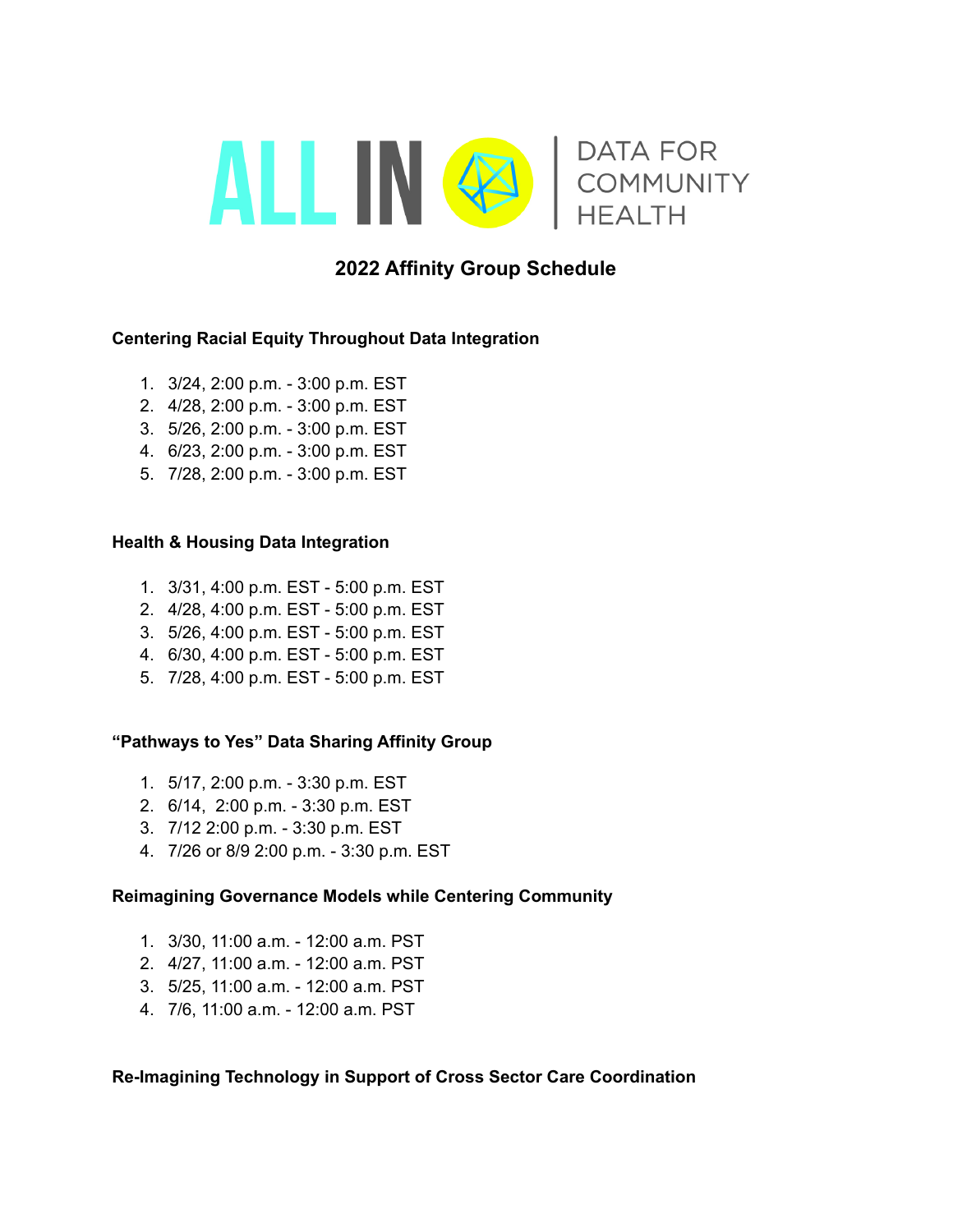ALL IN | DATA FOR COMMUNITY HEALTH

## 2022 Affinity Group Schedule

### Centering Racial Equity Throughout Data Integration

1. 3/24, 2:00 p.m. - 3:00 p.m. EST
2. 4/28, 2:00 p.m. - 3:00 p.m. EST
3. 5/26, 2:00 p.m. - 3:00 p.m. EST
4. 6/23, 2:00 p.m. - 3:00 p.m. EST
5. 7/28, 2:00 p.m. - 3:00 p.m. EST

### Health & Housing Data Integration

1. 3/31, 4:00 p.m. EST - 5:00 p.m. EST
2. 4/28, 4:00 p.m. EST - 5:00 p.m. EST
3. 5/26, 4:00 p.m. EST - 5:00 p.m. EST
4. 6/30, 4:00 p.m. EST - 5:00 p.m. EST
5. 7/28, 4:00 p.m. EST - 5:00 p.m. EST

### "Pathways to Yes" Data Sharing Affinity Group

1. 5/17, 2:00 p.m. - 3:30 p.m. EST
2. 6/14, 2:00 p.m. - 3:30 p.m. EST
3. 7/12 2:00 p.m. - 3:30 p.m. EST
4. 7/26 or 8/9 2:00 p.m. - 3:30 p.m. EST

### Reimagining Governance Models while Centering Community

1. 3/30, 11:00 a.m. - 12:00 a.m. PST
2. 4/27, 11:00 a.m. - 12:00 a.m. PST
3. 5/25, 11:00 a.m. - 12:00 a.m. PST
4. 7/6, 11:00 a.m. - 12:00 a.m. PST

### Re-Imagining Technology in Support of Cross Sector Care Coordination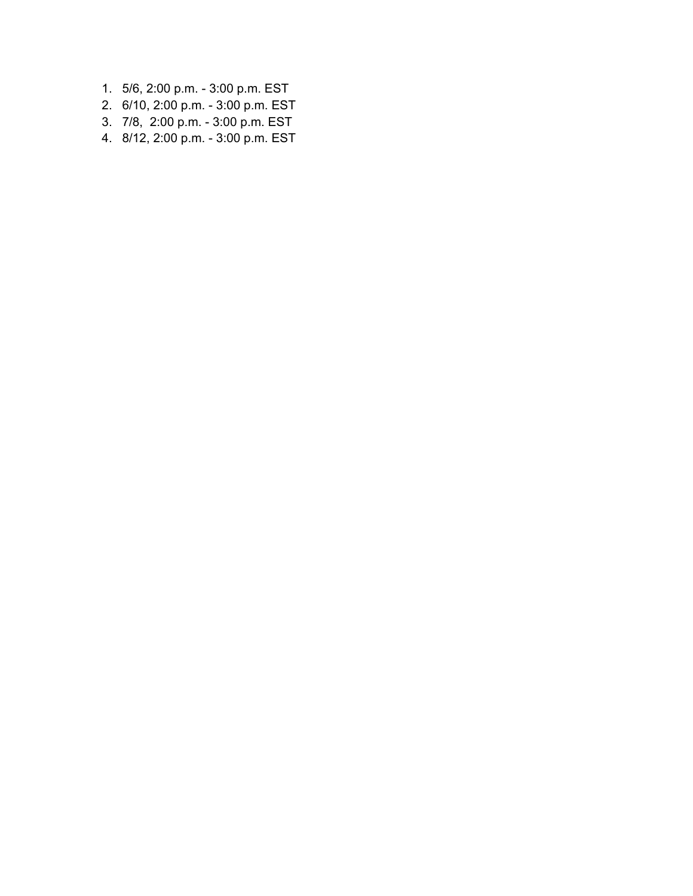1. 5/6, 2:00 p.m. - 3:00 p.m. EST
2. 6/10, 2:00 p.m. - 3:00 p.m. EST
3. 7/8, 2:00 p.m. - 3:00 p.m. EST
4. 8/12, 2:00 p.m. - 3:00 p.m. EST